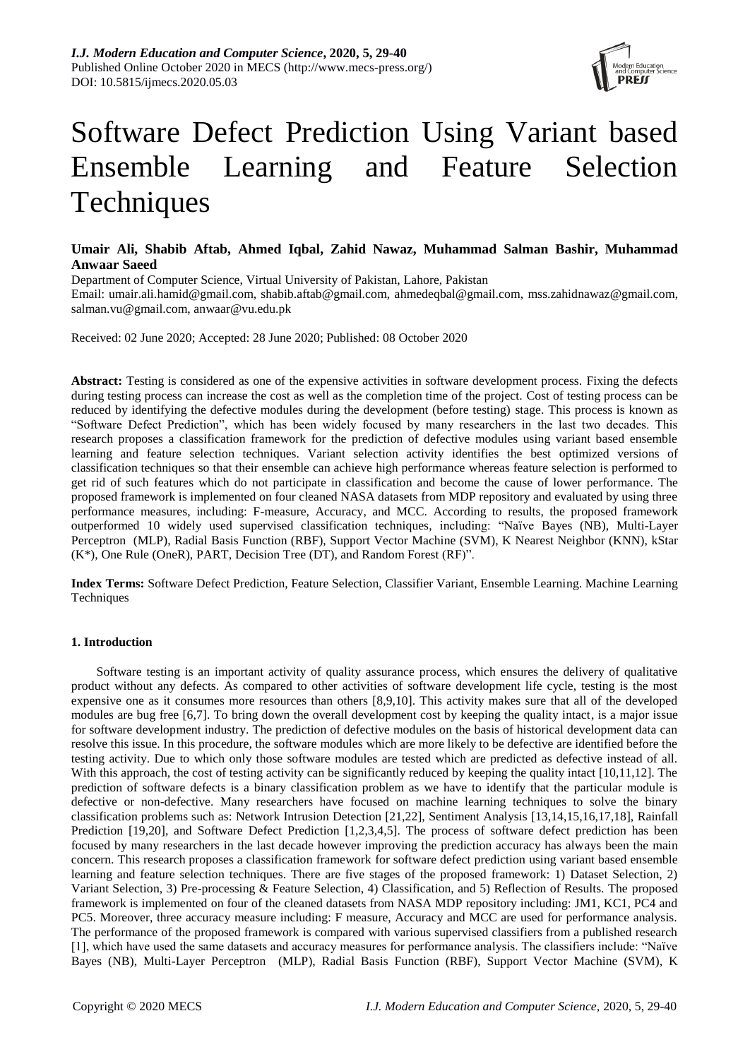# Software Defect Prediction Using Variant based Ensemble Learning and Feature Selection Techniques

**Umair Ali, Shabib Aftab, Ahmed Iqbal, Zahid Nawaz, Muhammad Salman Bashir, Muhammad Anwaar Saeed**

Department of Computer Science, Virtual University of Pakistan, Lahore, Pakistan

Email: umair.ali.hamid@gmail.com, shabib.aftab@gmail.com, ahmedeqbal@gmail.com, mss.zahidnawaz@gmail.com, salman.vu@gmail.com, anwaar@vu.edu.pk

Received: 02 June 2020; Accepted: 28 June 2020; Published: 08 October 2020

**Abstract:** Testing is considered as one of the expensive activities in software development process. Fixing the defects during testing process can increase the cost as well as the completion time of the project. Cost of testing process can be reduced by identifying the defective modules during the development (before testing) stage. This process is known as "Software Defect Prediction", which has been widely focused by many researchers in the last two decades. This research proposes a classification framework for the prediction of defective modules using variant based ensemble learning and feature selection techniques. Variant selection activity identifies the best optimized versions of classification techniques so that their ensemble can achieve high performance whereas feature selection is performed to get rid of such features which do not participate in classification and become the cause of lower performance. The proposed framework is implemented on four cleaned NASA datasets from MDP repository and evaluated by using three performance measures, including: F-measure, Accuracy, and MCC. According to results, the proposed framework outperformed 10 widely used supervised classification techniques, including: "Naïve Bayes (NB), Multi-Layer Perceptron (MLP), Radial Basis Function (RBF), Support Vector Machine (SVM), K Nearest Neighbor (KNN), kStar (K*), One Rule (OneR), PART, Decision Tree (DT), and Random Forest (RF)".

**Index Terms:** Software Defect Prediction, Feature Selection, Classifier Variant, Ensemble Learning. Machine Learning Techniques

## 1. Introduction

Software testing is an important activity of quality assurance process, which ensures the delivery of qualitative product without any defects. As compared to other activities of software development life cycle, testing is the most expensive one as it consumes more resources than others [8,9,10]. This activity makes sure that all of the developed modules are bug free [6,7]. To bring down the overall development cost by keeping the quality intact, is a major issue for software development industry. The prediction of defective modules on the basis of historical development data can resolve this issue. In this procedure, the software modules which are more likely to be defective are identified before the testing activity. Due to which only those software modules are tested which are predicted as defective instead of all. With this approach, the cost of testing activity can be significantly reduced by keeping the quality intact [10,11,12]. The prediction of software defects is a binary classification problem as we have to identify that the particular module is defective or non-defective. Many researchers have focused on machine learning techniques to solve the binary classification problems such as: Network Intrusion Detection [21,22], Sentiment Analysis [13,14,15,16,17,18], Rainfall Prediction [19,20], and Software Defect Prediction [1,2,3,4,5]. The process of software defect prediction has been focused by many researchers in the last decade however improving the prediction accuracy has always been the main concern. This research proposes a classification framework for software defect prediction using variant based ensemble learning and feature selection techniques. There are five stages of the proposed framework: 1) Dataset Selection, 2) Variant Selection, 3) Pre-processing & Feature Selection, 4) Classification, and 5) Reflection of Results. The proposed framework is implemented on four of the cleaned datasets from NASA MDP repository including: JM1, KC1, PC4 and PC5. Moreover, three accuracy measure including: F measure, Accuracy and MCC are used for performance analysis. The performance of the proposed framework is compared with various supervised classifiers from a published research [1], which have used the same datasets and accuracy measures for performance analysis. The classifiers include: "Naïve Bayes (NB), Multi-Layer Perceptron (MLP), Radial Basis Function (RBF), Support Vector Machine (SVM), K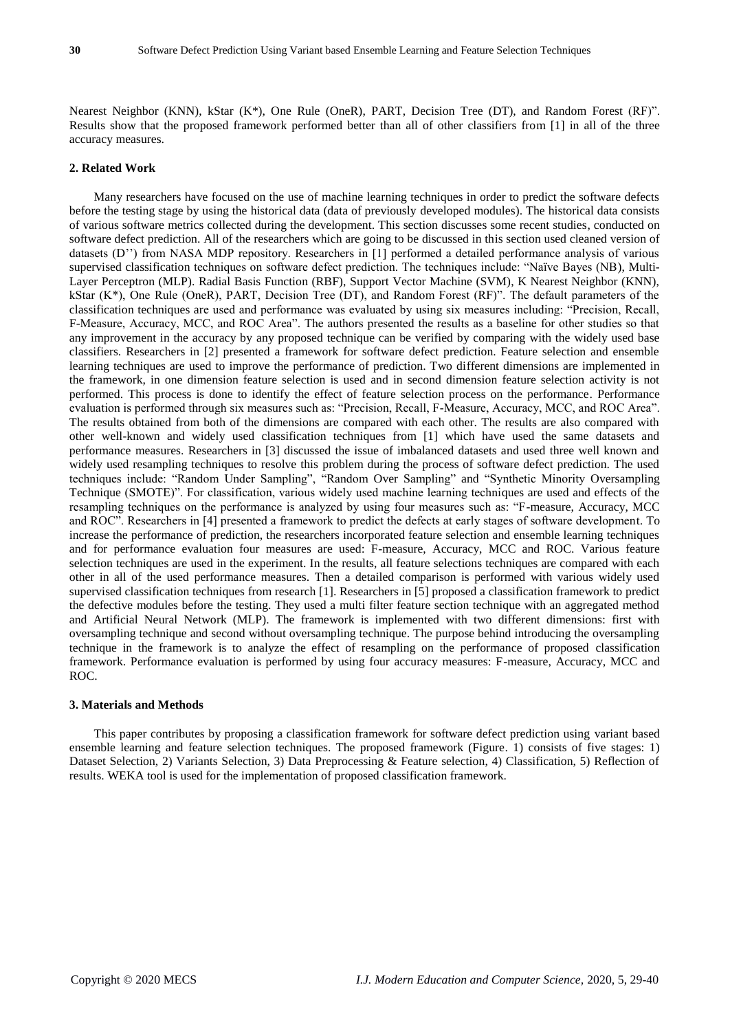Nearest Neighbor (KNN), kStar (K*), One Rule (OneR), PART, Decision Tree (DT), and Random Forest (RF)". Results show that the proposed framework performed better than all of other classifiers from [1] in all of the three accuracy measures.

## 2. Related Work

Many researchers have focused on the use of machine learning techniques in order to predict the software defects before the testing stage by using the historical data (data of previously developed modules). The historical data consists of various software metrics collected during the development. This section discusses some recent studies, conducted on software defect prediction. All of the researchers which are going to be discussed in this section used cleaned version of datasets (D'') from NASA MDP repository. Researchers in [1] performed a detailed performance analysis of various supervised classification techniques on software defect prediction. The techniques include: "Naïve Bayes (NB), Multi-Layer Perceptron (MLP). Radial Basis Function (RBF), Support Vector Machine (SVM), K Nearest Neighbor (KNN), kStar (K*), One Rule (OneR), PART, Decision Tree (DT), and Random Forest (RF)". The default parameters of the classification techniques are used and performance was evaluated by using six measures including: "Precision, Recall, F-Measure, Accuracy, MCC, and ROC Area". The authors presented the results as a baseline for other studies so that any improvement in the accuracy by any proposed technique can be verified by comparing with the widely used base classifiers. Researchers in [2] presented a framework for software defect prediction. Feature selection and ensemble learning techniques are used to improve the performance of prediction. Two different dimensions are implemented in the framework, in one dimension feature selection is used and in second dimension feature selection activity is not performed. This process is done to identify the effect of feature selection process on the performance. Performance evaluation is performed through six measures such as: "Precision, Recall, F-Measure, Accuracy, MCC, and ROC Area". The results obtained from both of the dimensions are compared with each other. The results are also compared with other well-known and widely used classification techniques from [1] which have used the same datasets and performance measures. Researchers in [3] discussed the issue of imbalanced datasets and used three well known and widely used resampling techniques to resolve this problem during the process of software defect prediction. The used techniques include: "Random Under Sampling", "Random Over Sampling" and "Synthetic Minority Oversampling Technique (SMOTE)". For classification, various widely used machine learning techniques are used and effects of the resampling techniques on the performance is analyzed by using four measures such as: "F-measure, Accuracy, MCC and ROC". Researchers in [4] presented a framework to predict the defects at early stages of software development. To increase the performance of prediction, the researchers incorporated feature selection and ensemble learning techniques and for performance evaluation four measures are used: F-measure, Accuracy, MCC and ROC. Various feature selection techniques are used in the experiment. In the results, all feature selections techniques are compared with each other in all of the used performance measures. Then a detailed comparison is performed with various widely used supervised classification techniques from research [1]. Researchers in [5] proposed a classification framework to predict the defective modules before the testing. They used a multi filter feature section technique with an aggregated method and Artificial Neural Network (MLP). The framework is implemented with two different dimensions: first with oversampling technique and second without oversampling technique. The purpose behind introducing the oversampling technique in the framework is to analyze the effect of resampling on the performance of proposed classification framework. Performance evaluation is performed by using four accuracy measures: F-measure, Accuracy, MCC and ROC.

## 3. Materials and Methods

This paper contributes by proposing a classification framework for software defect prediction using variant based ensemble learning and feature selection techniques. The proposed framework (Figure. 1) consists of five stages: 1) Dataset Selection, 2) Variants Selection, 3) Data Preprocessing & Feature selection, 4) Classification, 5) Reflection of results. WEKA tool is used for the implementation of proposed classification framework.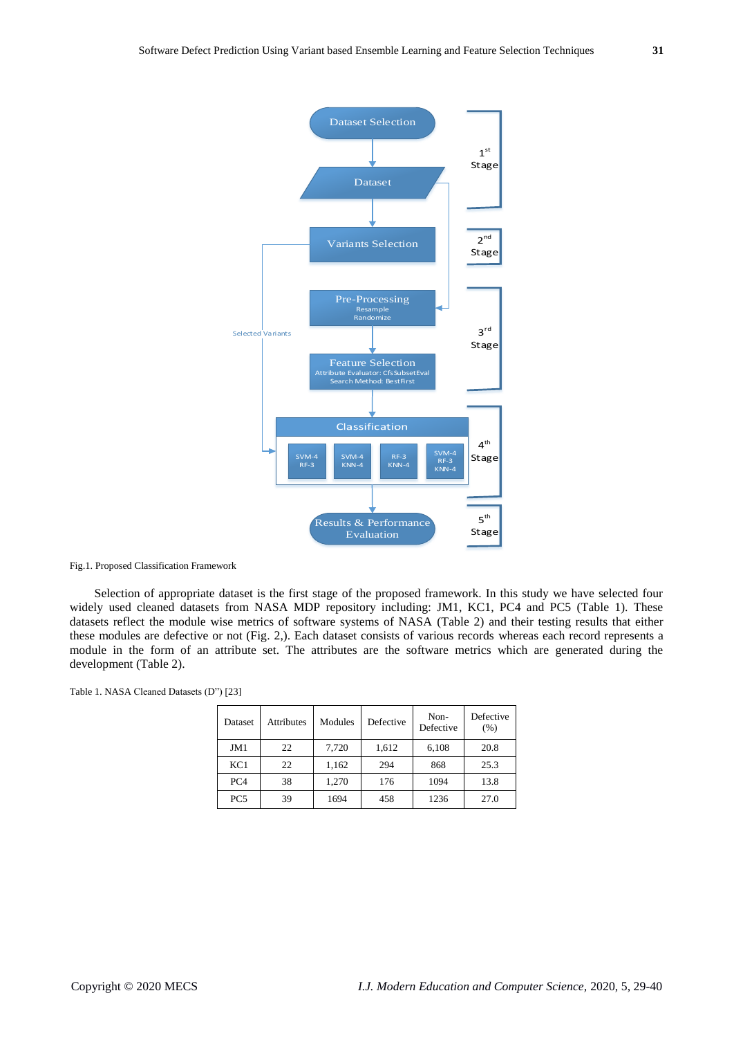Fig.1. Proposed Classification Framework

Selection of appropriate dataset is the first stage of the proposed framework. In this study we have selected four widely used cleaned datasets from NASA MDP repository including: JM1, KC1, PC4 and PC5 (Table 1). These datasets reflect the module wise metrics of software systems of NASA (Table 2) and their testing results that either these modules are defective or not (Fig. 2,). Each dataset consists of various records whereas each record represents a module in the form of an attribute set. The attributes are the software metrics which are generated during the development (Table 2).

Table 1. NASA Cleaned Datasets (D") [23]

| Dataset | Attributes | Modules | Defective | Non-Defective | Defective (%) |
|---|---|---|---|---|---|
| JM1 | 22 | 7,720 | 1,612 | 6,108 | 20.8 |
| KC1 | 22 | 1,162 | 294 | 868 | 25.3 |
| PC4 | 38 | 1,270 | 176 | 1094 | 13.8 |
| PC5 | 39 | 1694 | 458 | 1236 | 27.0 |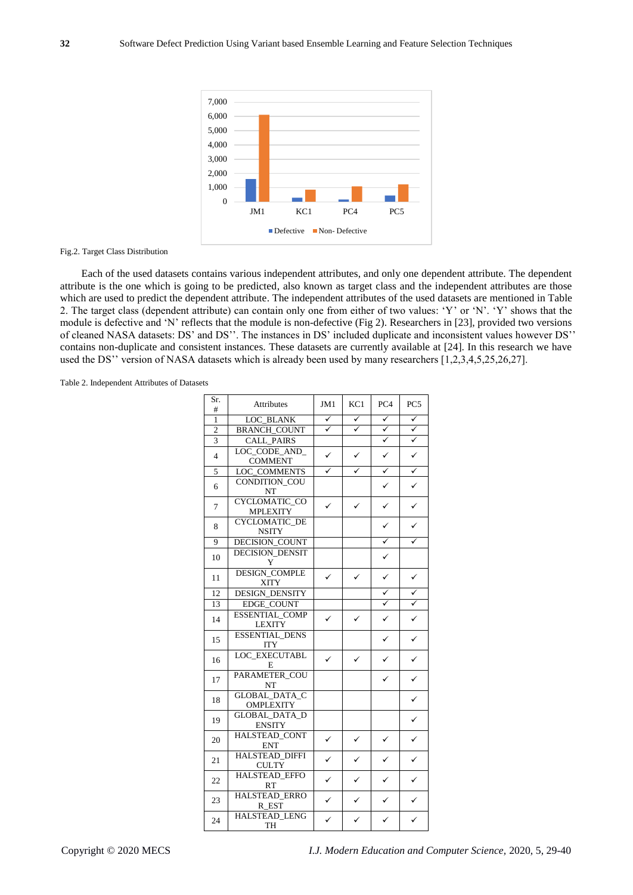Fig.2. Target Class Distribution

Each of the used datasets contains various independent attributes, and only one dependent attribute. The dependent attribute is the one which is going to be predicted, also known as target class and the independent attributes are those which are used to predict the dependent attribute. The independent attributes of the used datasets are mentioned in Table 2. The target class (dependent attribute) can contain only one from either of two values: 'Y' or 'N'. 'Y' shows that the module is defective and 'N' reflects that the module is non-defective (Fig 2). Researchers in [23], provided two versions of cleaned NASA datasets: DS' and DS''. The instances in DS' included duplicate and inconsistent values however DS'' contains non-duplicate and consistent instances. These datasets are currently available at [24]. In this research we have used the DS'' version of NASA datasets which is already been used by many researchers [1,2,3,4,5,25,26,27].

Table 2. Independent Attributes of Datasets

| Sr. # | Attributes | JM1 | KC1 | PC4 | PC5 |
|---|---|---|---|---|---|
| 1 | LOC_BLANK | ✓ | ✓ | ✓ | ✓ |
| 2 | BRANCH_COUNT | ✓ | ✓ | ✓ | ✓ |
| 3 | CALL_PAIRS | | | ✓ | ✓ |
| 4 | LOC_CODE_AND_COMMENT | ✓ | ✓ | ✓ | ✓ |
| 5 | LOC_COMMENTS | ✓ | ✓ | ✓ | ✓ |
| 6 | CONDITION_COUNT | | | ✓ | ✓ |
| 7 | CYCLOMATIC_COMPLEXITY | ✓ | ✓ | ✓ | ✓ |
| 8 | CYCLOMATIC_DENSITY | | | ✓ | ✓ |
| 9 | DECISION_COUNT | | | ✓ | ✓ |
| 10 | DECISION_DENSITY | | | ✓ | |
| 11 | DESIGN_COMPLEXITY | ✓ | ✓ | ✓ | ✓ |
| 12 | DESIGN_DENSITY | | | ✓ | ✓ |
| 13 | EDGE_COUNT | | | ✓ | ✓ |
| 14 | ESSENTIAL_COMPLEXITY | ✓ | ✓ | ✓ | ✓ |
| 15 | ESSENTIAL_DENSITY | | | ✓ | ✓ |
| 16 | LOC_EXECUTABLE | ✓ | ✓ | ✓ | ✓ |
| 17 | PARAMETER_COUNT | | | ✓ | ✓ |
| 18 | GLOBAL_DATA_COMPLEXITY | | | | ✓ |
| 19 | GLOBAL_DATA_DENSITY | | | | ✓ |
| 20 | HALSTEAD_CONTENT | ✓ | ✓ | ✓ | ✓ |
| 21 | HALSTEAD_DIFFICULTY | ✓ | ✓ | ✓ | ✓ |
| 22 | HALSTEAD_EFFORT | ✓ | ✓ | ✓ | ✓ |
| 23 | HALSTEAD_ERROR_EST | ✓ | ✓ | ✓ | ✓ |
| 24 | HALSTEAD_LENGTH | ✓ | ✓ | ✓ | ✓ |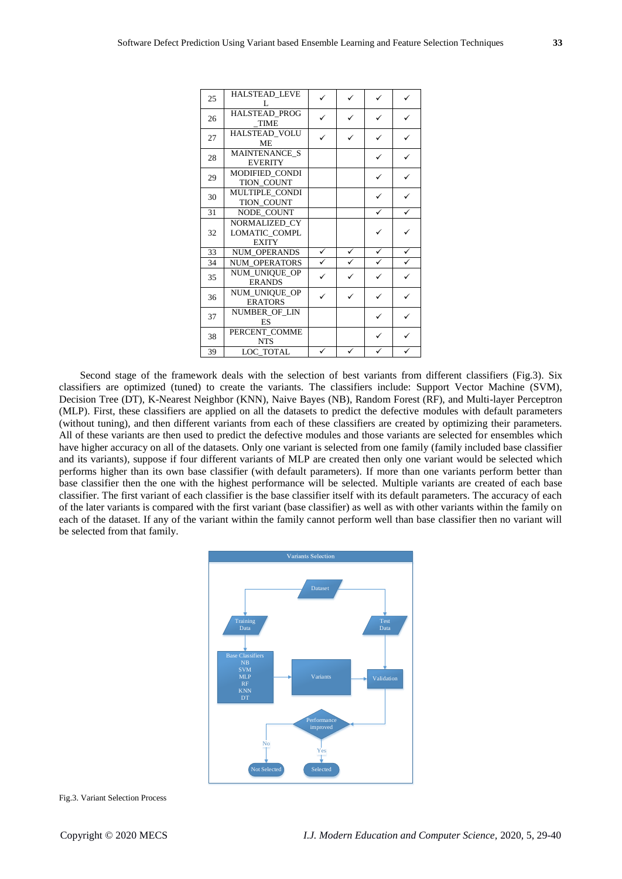| 25 | HALSTEAD_LEVEL | ✓ | ✓ | ✓ | ✓ |
|---|---|---|---|---|---|
| 26 | HALSTEAD_PROG_TIME | ✓ | ✓ | ✓ | ✓ |
| 27 | HALSTEAD_VOLUME | ✓ | ✓ | ✓ | ✓ |
| 28 | MAINTENANCE_SEVERITY | | | ✓ | ✓ |
| 29 | MODIFIED_CONDITION_COUNT | | | ✓ | ✓ |
| 30 | MULTIPLE_CONDITION_COUNT | | | ✓ | ✓ |
| 31 | NODE_COUNT | | | ✓ | ✓ |
| 32 | NORMALIZED_CYLOMATIC_COMPLEXITY | | | ✓ | ✓ |
| 33 | NUM_OPERANDS | ✓ | ✓ | ✓ | ✓ |
| 34 | NUM_OPERATORS | ✓ | ✓ | ✓ | ✓ |
| 35 | NUM_UNIQUE_OPERANDS | ✓ | ✓ | ✓ | ✓ |
| 36 | NUM_UNIQUE_OPERATORS | ✓ | ✓ | ✓ | ✓ |
| 37 | NUMBER_OF_LINES | | | ✓ | ✓ |
| 38 | PERCENT_COMMENTS | | | ✓ | ✓ |
| 39 | LOC_TOTAL | ✓ | ✓ | ✓ | ✓ |

Second stage of the framework deals with the selection of best variants from different classifiers (Fig.3). Six classifiers are optimized (tuned) to create the variants. The classifiers include: Support Vector Machine (SVM), Decision Tree (DT), K-Nearest Neighbor (KNN), Naive Bayes (NB), Random Forest (RF), and Multi-layer Perceptron (MLP). First, these classifiers are applied on all the datasets to predict the defective modules with default parameters (without tuning), and then different variants from each of these classifiers are created by optimizing their parameters. All of these variants are then used to predict the defective modules and those variants are selected for ensembles which have higher accuracy on all of the datasets. Only one variant is selected from one family (family included base classifier and its variants), suppose if four different variants of MLP are created then only one variant would be selected which performs higher than its own base classifier (with default parameters). If more than one variants perform better than base classifier then the one with the highest performance will be selected. Multiple variants are created of each base classifier. The first variant of each classifier is the base classifier itself with its default parameters. The accuracy of each of the later variants is compared with the first variant (base classifier) as well as with other variants within the family on each of the dataset. If any of the variant within the family cannot perform well than base classifier then no variant will be selected from that family.

Fig.3. Variant Selection Process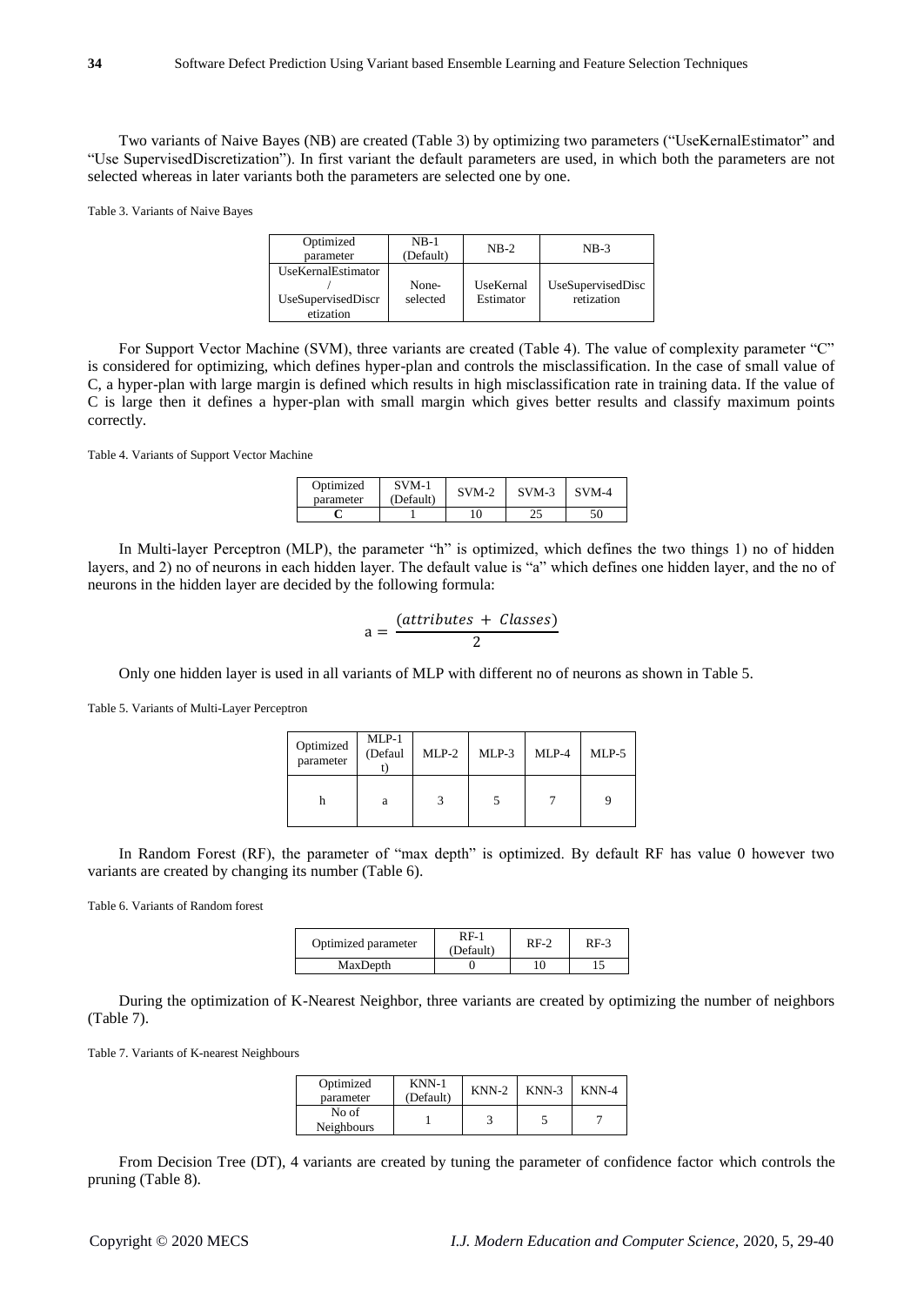Two variants of Naive Bayes (NB) are created (Table 3) by optimizing two parameters ("UseKernalEstimator" and "Use SupervisedDiscretization"). In first variant the default parameters are used, in which both the parameters are not selected whereas in later variants both the parameters are selected one by one.

Table 3. Variants of Naive Bayes

| Optimized parameter | NB-1 (Default) | NB-2 | NB-3 |
|---|---|---|---|
| UseKernalEstimator / UseSupervisedDiscretization | None-selected | UseKernal Estimator | UseSupervisedDisc retization |

For Support Vector Machine (SVM), three variants are created (Table 4). The value of complexity parameter "C" is considered for optimizing, which defines hyper-plan and controls the misclassification. In the case of small value of C, a hyper-plan with large margin is defined which results in high misclassification rate in training data. If the value of C is large then it defines a hyper-plan with small margin which gives better results and classify maximum points correctly.

Table 4. Variants of Support Vector Machine

| Optimized parameter | SVM-1 (Default) | SVM-2 | SVM-3 | SVM-4 |
|---|---|---|---|---|
| **C** | 1 | 10 | 25 | 50 |

In Multi-layer Perceptron (MLP), the parameter "h" is optimized, which defines the two things 1) no of hidden layers, and 2) no of neurons in each hidden layer. The default value is "a" which defines one hidden layer, and the no of neurons in the hidden layer are decided by the following formula:

$$\mathrm{a} = \frac{(attributes\ +\ Classes)}{2}$$

Only one hidden layer is used in all variants of MLP with different no of neurons as shown in Table 5.

Table 5. Variants of Multi-Layer Perceptron

| Optimized parameter | MLP-1 (Default) | MLP-2 | MLP-3 | MLP-4 | MLP-5 |
|---|---|---|---|---|---|
| h | a | 3 | 5 | 7 | 9 |

In Random Forest (RF), the parameter of "max depth" is optimized. By default RF has value 0 however two variants are created by changing its number (Table 6).

Table 6. Variants of Random forest

| Optimized parameter | RF-1 (Default) | RF-2 | RF-3 |
|---|---|---|---|
| MaxDepth | 0 | 10 | 15 |

During the optimization of K-Nearest Neighbor, three variants are created by optimizing the number of neighbors (Table 7).

Table 7. Variants of K-nearest Neighbours

| Optimized parameter | KNN-1 (Default) | KNN-2 | KNN-3 | KNN-4 |
|---|---|---|---|---|
| No of Neighbours | 1 | 3 | 5 | 7 |

From Decision Tree (DT), 4 variants are created by tuning the parameter of confidence factor which controls the pruning (Table 8).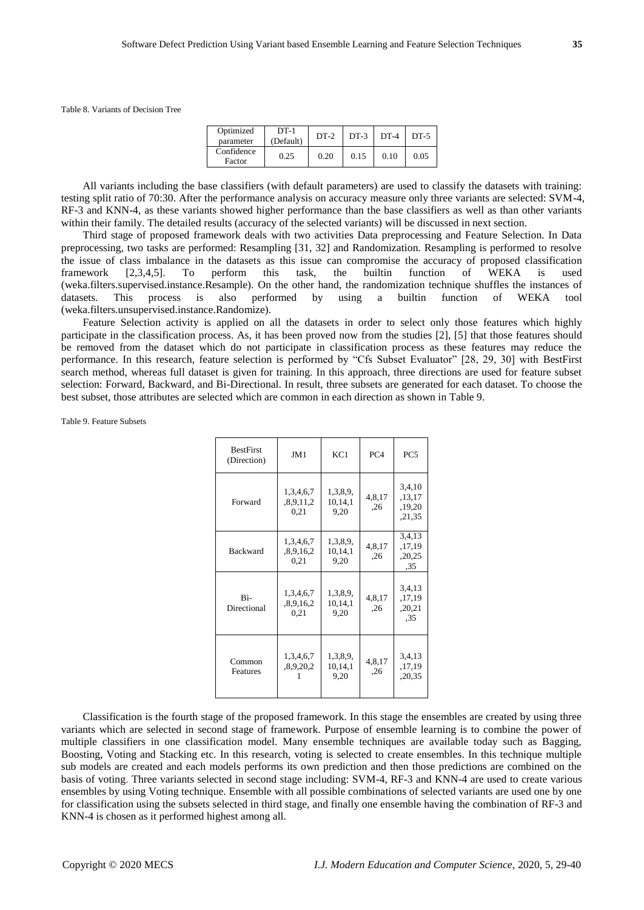Table 8. Variants of Decision Tree

| Optimized parameter | DT-1 (Default) | DT-2 | DT-3 | DT-4 | DT-5 |
|---|---|---|---|---|---|
| Confidence Factor | 0.25 | 0.20 | 0.15 | 0.10 | 0.05 |

All variants including the base classifiers (with default parameters) are used to classify the datasets with training: testing split ratio of 70:30. After the performance analysis on accuracy measure only three variants are selected: SVM-4, RF-3 and KNN-4, as these variants showed higher performance than the base classifiers as well as than other variants within their family. The detailed results (accuracy of the selected variants) will be discussed in next section.

Third stage of proposed framework deals with two activities Data preprocessing and Feature Selection. In Data preprocessing, two tasks are performed: Resampling [31, 32] and Randomization. Resampling is performed to resolve the issue of class imbalance in the datasets as this issue can compromise the accuracy of proposed classification framework [2,3,4,5]. To perform this task, the builtin function of WEKA is used (weka.filters.supervised.instance.Resample). On the other hand, the randomization technique shuffles the instances of datasets. This process is also performed by using a builtin function of WEKA tool (weka.filters.unsupervised.instance.Randomize).

Feature Selection activity is applied on all the datasets in order to select only those features which highly participate in the classification process. As, it has been proved now from the studies [2], [5] that those features should be removed from the dataset which do not participate in classification process as these features may reduce the performance. In this research, feature selection is performed by "Cfs Subset Evaluator" [28, 29, 30] with BestFirst search method, whereas full dataset is given for training. In this approach, three directions are used for feature subset selection: Forward, Backward, and Bi-Directional. In result, three subsets are generated for each dataset. To choose the best subset, those attributes are selected which are common in each direction as shown in Table 9.

Table 9. Feature Subsets

| BestFirst (Direction) | JM1 | KC1 | PC4 | PC5 |
|---|---|---|---|---|
| Forward | 1,3,4,6,7,8,9,11,20,21 | 1,3,8,9,10,14,19,20 | 4,8,17,26 | 3,4,10,13,17,19,20,21,35 |
| Backward | 1,3,4,6,7,8,9,16,20,21 | 1,3,8,9,10,14,19,20 | 4,8,17,26 | 3,4,13,17,19,20,25,35 |
| Bi-Directional | 1,3,4,6,7,8,9,16,20,21 | 1,3,8,9,10,14,19,20 | 4,8,17,26 | 3,4,13,17,19,20,21,35 |
| Common Features | 1,3,4,6,7,8,9,20,21 | 1,3,8,9,10,14,19,20 | 4,8,17,26 | 3,4,13,17,19,20,35 |

Classification is the fourth stage of the proposed framework. In this stage the ensembles are created by using three variants which are selected in second stage of framework. Purpose of ensemble learning is to combine the power of multiple classifiers in one classification model. Many ensemble techniques are available today such as Bagging, Boosting, Voting and Stacking etc. In this research, voting is selected to create ensembles. In this technique multiple sub models are created and each models performs its own prediction and then those predictions are combined on the basis of voting. Three variants selected in second stage including: SVM-4, RF-3 and KNN-4 are used to create various ensembles by using Voting technique. Ensemble with all possible combinations of selected variants are used one by one for classification using the subsets selected in third stage, and finally one ensemble having the combination of RF-3 and KNN-4 is chosen as it performed highest among all.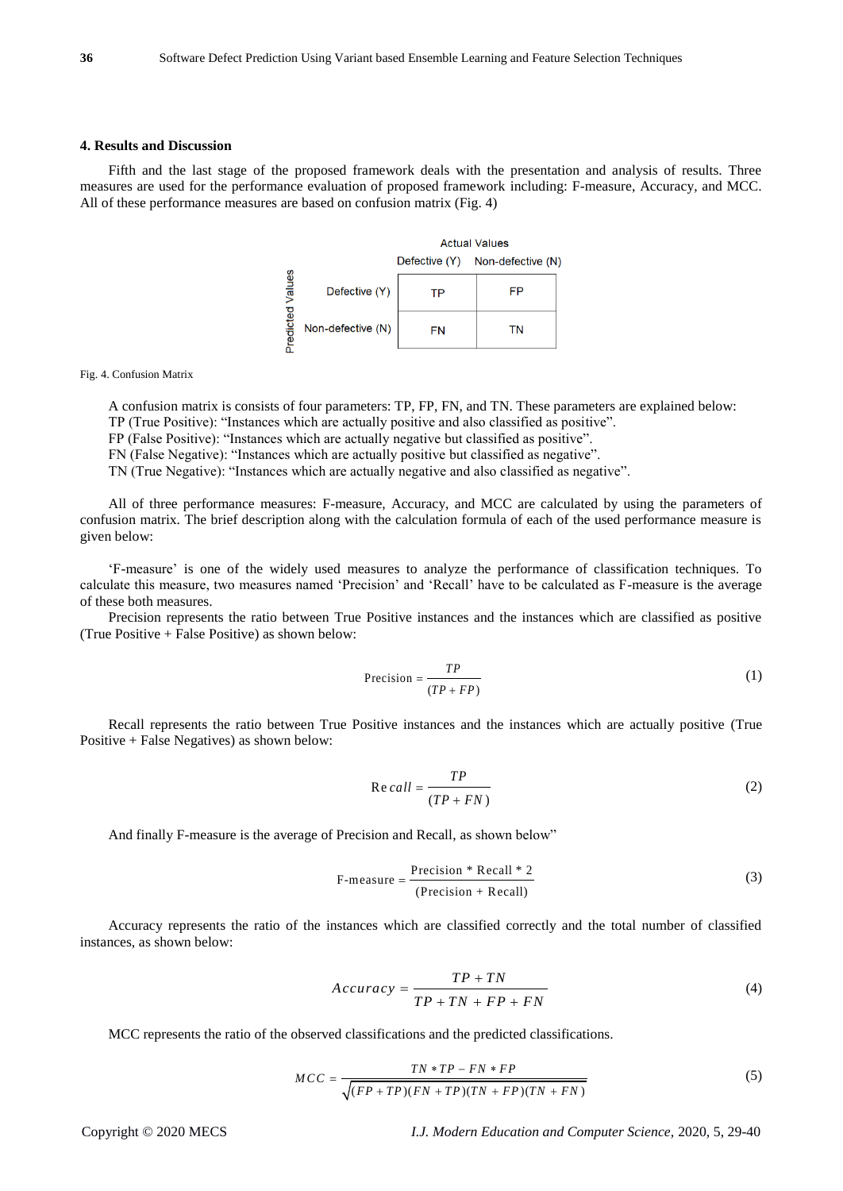## 4. Results and Discussion

Fifth and the last stage of the proposed framework deals with the presentation and analysis of results. Three measures are used for the performance evaluation of proposed framework including: F-measure, Accuracy, and MCC. All of these performance measures are based on confusion matrix (Fig. 4)

| | | Actual Values | |
|---|---|---|---|
| | | Defective (Y) | Non-defective (N) |
| Predicted Values | Defective (Y) | TP | FP |
| | Non-defective (N) | FN | TN |

Fig. 4. Confusion Matrix

A confusion matrix is consists of four parameters: TP, FP, FN, and TN. These parameters are explained below:
TP (True Positive): "Instances which are actually positive and also classified as positive".
FP (False Positive): "Instances which are actually negative but classified as positive".
FN (False Negative): "Instances which are actually positive but classified as negative".
TN (True Negative): "Instances which are actually negative and also classified as negative".

All of three performance measures: F-measure, Accuracy, and MCC are calculated by using the parameters of confusion matrix. The brief description along with the calculation formula of each of the used performance measure is given below:

'F-measure' is one of the widely used measures to analyze the performance of classification techniques. To calculate this measure, two measures named 'Precision' and 'Recall' have to be calculated as F-measure is the average of these both measures.

Precision represents the ratio between True Positive instances and the instances which are classified as positive (True Positive + False Positive) as shown below:

$$\text{Precision} = \frac{TP}{(TP + FP)} \tag{1}$$

Recall represents the ratio between True Positive instances and the instances which are actually positive (True Positive + False Negatives) as shown below:

$$Recall = \frac{TP}{(TP + FN)} \tag{2}$$

And finally F-measure is the average of Precision and Recall, as shown below"

$$\text{F-measure} = \frac{\text{Precision} * \text{Recall} * 2}{(\text{Precision} + \text{Recall})} \tag{3}$$

Accuracy represents the ratio of the instances which are classified correctly and the total number of classified instances, as shown below:

$$Accuracy = \frac{TP + TN}{TP + TN + FP + FN} \tag{4}$$

MCC represents the ratio of the observed classifications and the predicted classifications.

$$MCC = \frac{TN * TP - FN * FP}{\sqrt{(FP + TP)(FN + TP)(TN + FP)(TN + FN)}} \tag{5}$$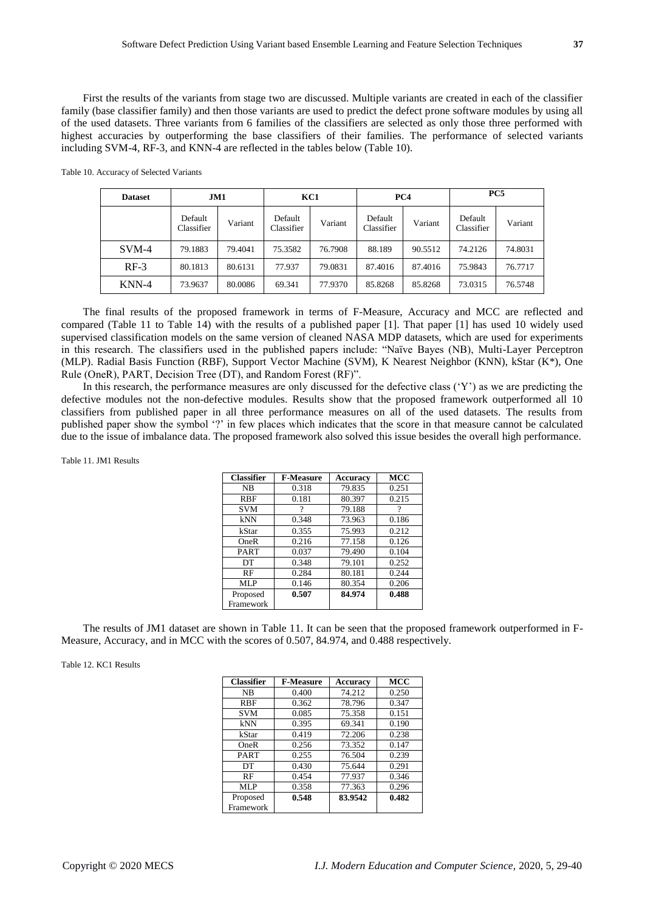First the results of the variants from stage two are discussed. Multiple variants are created in each of the classifier family (base classifier family) and then those variants are used to predict the defect prone software modules by using all of the used datasets. Three variants from 6 families of the classifiers are selected as only those three performed with highest accuracies by outperforming the base classifiers of their families. The performance of selected variants including SVM-4, RF-3, and KNN-4 are reflected in the tables below (Table 10).

Table 10. Accuracy of Selected Variants

| Dataset | JM1 | | KC1 | | PC4 | | PC5 | |
|---|---|---|---|---|---|---|---|---|
| | Default Classifier | Variant | Default Classifier | Variant | Default Classifier | Variant | Default Classifier | Variant |
| SVM-4 | 79.1883 | 79.4041 | 75.3582 | 76.7908 | 88.189 | 90.5512 | 74.2126 | 74.8031 |
| RF-3 | 80.1813 | 80.6131 | 77.937 | 79.0831 | 87.4016 | 87.4016 | 75.9843 | 76.7717 |
| KNN-4 | 73.9637 | 80.0086 | 69.341 | 77.9370 | 85.8268 | 85.8268 | 73.0315 | 76.5748 |

The final results of the proposed framework in terms of F-Measure, Accuracy and MCC are reflected and compared (Table 11 to Table 14) with the results of a published paper [1]. That paper [1] has used 10 widely used supervised classification models on the same version of cleaned NASA MDP datasets, which are used for experiments in this research. The classifiers used in the published papers include: "Naïve Bayes (NB), Multi-Layer Perceptron (MLP). Radial Basis Function (RBF), Support Vector Machine (SVM), K Nearest Neighbor (KNN), kStar (K*), One Rule (OneR), PART, Decision Tree (DT), and Random Forest (RF)".

In this research, the performance measures are only discussed for the defective class ('Y') as we are predicting the defective modules not the non-defective modules. Results show that the proposed framework outperformed all 10 classifiers from published paper in all three performance measures on all of the used datasets. The results from published paper show the symbol '?' in few places which indicates that the score in that measure cannot be calculated due to the issue of imbalance data. The proposed framework also solved this issue besides the overall high performance.

Table 11. JM1 Results

| Classifier | F-Measure | Accuracy | MCC |
|---|---|---|---|
| NB | 0.318 | 79.835 | 0.251 |
| RBF | 0.181 | 80.397 | 0.215 |
| SVM | ? | 79.188 | ? |
| kNN | 0.348 | 73.963 | 0.186 |
| kStar | 0.355 | 75.993 | 0.212 |
| OneR | 0.216 | 77.158 | 0.126 |
| PART | 0.037 | 79.490 | 0.104 |
| DT | 0.348 | 79.101 | 0.252 |
| RF | 0.284 | 80.181 | 0.244 |
| MLP | 0.146 | 80.354 | 0.206 |
| Proposed Framework | **0.507** | **84.974** | **0.488** |

The results of JM1 dataset are shown in Table 11. It can be seen that the proposed framework outperformed in F-Measure, Accuracy, and in MCC with the scores of 0.507, 84.974, and 0.488 respectively.

Table 12. KC1 Results

| Classifier | F-Measure | Accuracy | MCC |
|---|---|---|---|
| NB | 0.400 | 74.212 | 0.250 |
| RBF | 0.362 | 78.796 | 0.347 |
| SVM | 0.085 | 75.358 | 0.151 |
| kNN | 0.395 | 69.341 | 0.190 |
| kStar | 0.419 | 72.206 | 0.238 |
| OneR | 0.256 | 73.352 | 0.147 |
| PART | 0.255 | 76.504 | 0.239 |
| DT | 0.430 | 75.644 | 0.291 |
| RF | 0.454 | 77.937 | 0.346 |
| MLP | 0.358 | 77.363 | 0.296 |
| Proposed Framework | **0.548** | **83.9542** | **0.482** |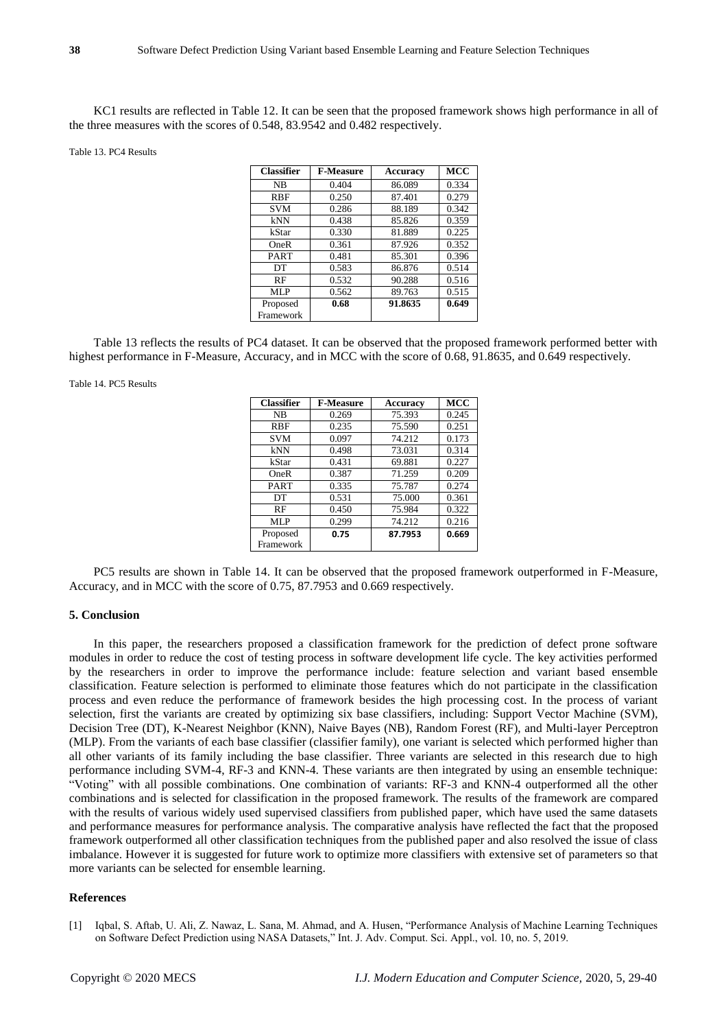KC1 results are reflected in Table 12. It can be seen that the proposed framework shows high performance in all of the three measures with the scores of 0.548, 83.9542 and 0.482 respectively.

Table 13. PC4 Results

| Classifier | F-Measure | Accuracy | MCC |
|---|---|---|---|
| NB | 0.404 | 86.089 | 0.334 |
| RBF | 0.250 | 87.401 | 0.279 |
| SVM | 0.286 | 88.189 | 0.342 |
| kNN | 0.438 | 85.826 | 0.359 |
| kStar | 0.330 | 81.889 | 0.225 |
| OneR | 0.361 | 87.926 | 0.352 |
| PART | 0.481 | 85.301 | 0.396 |
| DT | 0.583 | 86.876 | 0.514 |
| RF | 0.532 | 90.288 | 0.516 |
| MLP | 0.562 | 89.763 | 0.515 |
| Proposed Framework | **0.68** | **91.8635** | **0.649** |

Table 13 reflects the results of PC4 dataset. It can be observed that the proposed framework performed better with highest performance in F-Measure, Accuracy, and in MCC with the score of 0.68, 91.8635, and 0.649 respectively.

Table 14. PC5 Results

| Classifier | F-Measure | Accuracy | MCC |
|---|---|---|---|
| NB | 0.269 | 75.393 | 0.245 |
| RBF | 0.235 | 75.590 | 0.251 |
| SVM | 0.097 | 74.212 | 0.173 |
| kNN | 0.498 | 73.031 | 0.314 |
| kStar | 0.431 | 69.881 | 0.227 |
| OneR | 0.387 | 71.259 | 0.209 |
| PART | 0.335 | 75.787 | 0.274 |
| DT | 0.531 | 75.000 | 0.361 |
| RF | 0.450 | 75.984 | 0.322 |
| MLP | 0.299 | 74.212 | 0.216 |
| Proposed Framework | **0.75** | **87.7953** | **0.669** |

PC5 results are shown in Table 14. It can be observed that the proposed framework outperformed in F-Measure, Accuracy, and in MCC with the score of 0.75, 87.7953 and 0.669 respectively.

## 5. Conclusion

In this paper, the researchers proposed a classification framework for the prediction of defect prone software modules in order to reduce the cost of testing process in software development life cycle. The key activities performed by the researchers in order to improve the performance include: feature selection and variant based ensemble classification. Feature selection is performed to eliminate those features which do not participate in the classification process and even reduce the performance of framework besides the high processing cost. In the process of variant selection, first the variants are created by optimizing six base classifiers, including: Support Vector Machine (SVM), Decision Tree (DT), K-Nearest Neighbor (KNN), Naive Bayes (NB), Random Forest (RF), and Multi-layer Perceptron (MLP). From the variants of each base classifier (classifier family), one variant is selected which performed higher than all other variants of its family including the base classifier. Three variants are selected in this research due to high performance including SVM-4, RF-3 and KNN-4. These variants are then integrated by using an ensemble technique: "Voting" with all possible combinations. One combination of variants: RF-3 and KNN-4 outperformed all the other combinations and is selected for classification in the proposed framework. The results of the framework are compared with the results of various widely used supervised classifiers from published paper, which have used the same datasets and performance measures for performance analysis. The comparative analysis have reflected the fact that the proposed framework outperformed all other classification techniques from the published paper and also resolved the issue of class imbalance. However it is suggested for future work to optimize more classifiers with extensive set of parameters so that more variants can be selected for ensemble learning.

## References

[1] Iqbal, S. Aftab, U. Ali, Z. Nawaz, L. Sana, M. Ahmad, and A. Husen, "Performance Analysis of Machine Learning Techniques on Software Defect Prediction using NASA Datasets," Int. J. Adv. Comput. Sci. Appl., vol. 10, no. 5, 2019.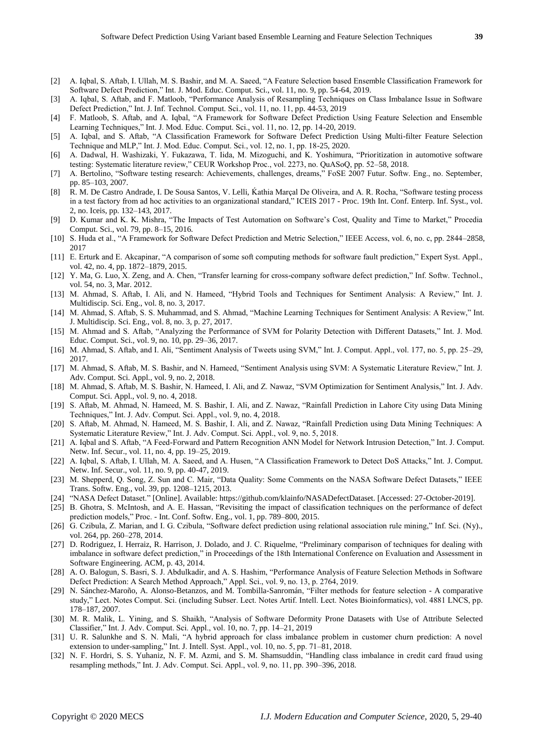[2] A. Iqbal, S. Aftab, I. Ullah, M. S. Bashir, and M. A. Saeed, "A Feature Selection based Ensemble Classification Framework for Software Defect Prediction," Int. J. Mod. Educ. Comput. Sci., vol. 11, no. 9, pp. 54-64, 2019.

[3] A. Iqbal, S. Aftab, and F. Matloob, "Performance Analysis of Resampling Techniques on Class Imbalance Issue in Software Defect Prediction," Int. J. Inf. Technol. Comput. Sci., vol. 11, no. 11, pp. 44-53, 2019

[4] F. Matloob, S. Aftab, and A. Iqbal, "A Framework for Software Defect Prediction Using Feature Selection and Ensemble Learning Techniques," Int. J. Mod. Educ. Comput. Sci., vol. 11, no. 12, pp. 14-20, 2019.

[5] A. Iqbal, and S. Aftab, "A Classification Framework for Software Defect Prediction Using Multi-filter Feature Selection Technique and MLP," Int. J. Mod. Educ. Comput. Sci., vol. 12, no. 1, pp. 18-25, 2020.

[6] A. Dadwal, H. Washizaki, Y. Fukazawa, T. Iida, M. Mizoguchi, and K. Yoshimura, "Prioritization in automotive software testing: Systematic literature review," CEUR Workshop Proc., vol. 2273, no. QuASoQ, pp. 52–58, 2018.

[7] A. Bertolino, "Software testing research: Achievements, challenges, dreams," FoSE 2007 Futur. Softw. Eng., no. September, pp. 85–103, 2007.

[8] R. M. De Castro Andrade, I. De Sousa Santos, V. Lelli, Ḱathia Marçal De Oliveira, and A. R. Rocha, "Software testing process in a test factory from ad hoc activities to an organizational standard," ICEIS 2017 - Proc. 19th Int. Conf. Enterp. Inf. Syst., vol. 2, no. Iceis, pp. 132–143, 2017.

[9] D. Kumar and K. K. Mishra, "The Impacts of Test Automation on Software's Cost, Quality and Time to Market," Procedia Comput. Sci., vol. 79, pp. 8–15, 2016.

[10] S. Huda et al., "A Framework for Software Defect Prediction and Metric Selection," IEEE Access, vol. 6, no. c, pp. 2844–2858, 2017

[11] E. Erturk and E. Akcapinar, "A comparison of some soft computing methods for software fault prediction," Expert Syst. Appl., vol. 42, no. 4, pp. 1872–1879, 2015.

[12] Y. Ma, G. Luo, X. Zeng, and A. Chen, "Transfer learning for cross-company software defect prediction," Inf. Softw. Technol., vol. 54, no. 3, Mar. 2012.

[13] M. Ahmad, S. Aftab, I. Ali, and N. Hameed, "Hybrid Tools and Techniques for Sentiment Analysis: A Review," Int. J. Multidiscip. Sci. Eng., vol. 8, no. 3, 2017.

[14] M. Ahmad, S. Aftab, S. S. Muhammad, and S. Ahmad, "Machine Learning Techniques for Sentiment Analysis: A Review," Int. J. Multidiscip. Sci. Eng., vol. 8, no. 3, p. 27, 2017.

[15] M. Ahmad and S. Aftab, "Analyzing the Performance of SVM for Polarity Detection with Different Datasets," Int. J. Mod. Educ. Comput. Sci., vol. 9, no. 10, pp. 29–36, 2017.

[16] M. Ahmad, S. Aftab, and I. Ali, "Sentiment Analysis of Tweets using SVM," Int. J. Comput. Appl., vol. 177, no. 5, pp. 25–29, 2017.

[17] M. Ahmad, S. Aftab, M. S. Bashir, and N. Hameed, "Sentiment Analysis using SVM: A Systematic Literature Review," Int. J. Adv. Comput. Sci. Appl., vol. 9, no. 2, 2018.

[18] M. Ahmad, S. Aftab, M. S. Bashir, N. Hameed, I. Ali, and Z. Nawaz, "SVM Optimization for Sentiment Analysis," Int. J. Adv. Comput. Sci. Appl., vol. 9, no. 4, 2018.

[19] S. Aftab, M. Ahmad, N. Hameed, M. S. Bashir, I. Ali, and Z. Nawaz, "Rainfall Prediction in Lahore City using Data Mining Techniques," Int. J. Adv. Comput. Sci. Appl., vol. 9, no. 4, 2018.

[20] S. Aftab, M. Ahmad, N. Hameed, M. S. Bashir, I. Ali, and Z. Nawaz, "Rainfall Prediction using Data Mining Techniques: A Systematic Literature Review," Int. J. Adv. Comput. Sci. Appl., vol. 9, no. 5, 2018.

[21] A. Iqbal and S. Aftab, "A Feed-Forward and Pattern Recognition ANN Model for Network Intrusion Detection," Int. J. Comput. Netw. Inf. Secur., vol. 11, no. 4, pp. 19–25, 2019.

[22] A. Iqbal, S. Aftab, I. Ullah, M. A. Saeed, and A. Husen, "A Classification Framework to Detect DoS Attacks," Int. J. Comput. Netw. Inf. Secur., vol. 11, no. 9, pp. 40-47, 2019.

[23] M. Shepperd, Q. Song, Z. Sun and C. Mair, "Data Quality: Some Comments on the NASA Software Defect Datasets," IEEE Trans. Softw. Eng., vol. 39, pp. 1208–1215, 2013.

[24] "NASA Defect Dataset." [Online]. Available: https://github.com/klainfo/NASADefectDataset. [Accessed: 27-October-2019].

[25] B. Ghotra, S. McIntosh, and A. E. Hassan, "Revisiting the impact of classification techniques on the performance of defect prediction models," Proc. - Int. Conf. Softw. Eng., vol. 1, pp. 789–800, 2015.

[26] G. Czibula, Z. Marian, and I. G. Czibula, "Software defect prediction using relational association rule mining," Inf. Sci. (Ny)., vol. 264, pp. 260–278, 2014.

[27] D. Rodriguez, I. Herraiz, R. Harrison, J. Dolado, and J. C. Riquelme, "Preliminary comparison of techniques for dealing with imbalance in software defect prediction," in Proceedings of the 18th International Conference on Evaluation and Assessment in Software Engineering. ACM, p. 43, 2014.

[28] A. O. Balogun, S. Basri, S. J. Abdulkadir, and A. S. Hashim, "Performance Analysis of Feature Selection Methods in Software Defect Prediction: A Search Method Approach," Appl. Sci., vol. 9, no. 13, p. 2764, 2019.

[29] N. Sánchez-Maroño, A. Alonso-Betanzos, and M. Tombilla-Sanromán, "Filter methods for feature selection - A comparative study," Lect. Notes Comput. Sci. (including Subser. Lect. Notes Artif. Intell. Lect. Notes Bioinformatics), vol. 4881 LNCS, pp. 178–187, 2007.

[30] M. R. Malik, L. Yining, and S. Shaikh, "Analysis of Software Deformity Prone Datasets with Use of Attribute Selected Classifier," Int. J. Adv. Comput. Sci. Appl., vol. 10, no. 7, pp. 14–21, 2019

[31] U. R. Salunkhe and S. N. Mali, "A hybrid approach for class imbalance problem in customer churn prediction: A novel extension to under-sampling," Int. J. Intell. Syst. Appl., vol. 10, no. 5, pp. 71–81, 2018.

[32] N. F. Hordri, S. S. Yuhaniz, N. F. M. Azmi, and S. M. Shamsuddin, "Handling class imbalance in credit card fraud using resampling methods," Int. J. Adv. Comput. Sci. Appl., vol. 9, no. 11, pp. 390–396, 2018.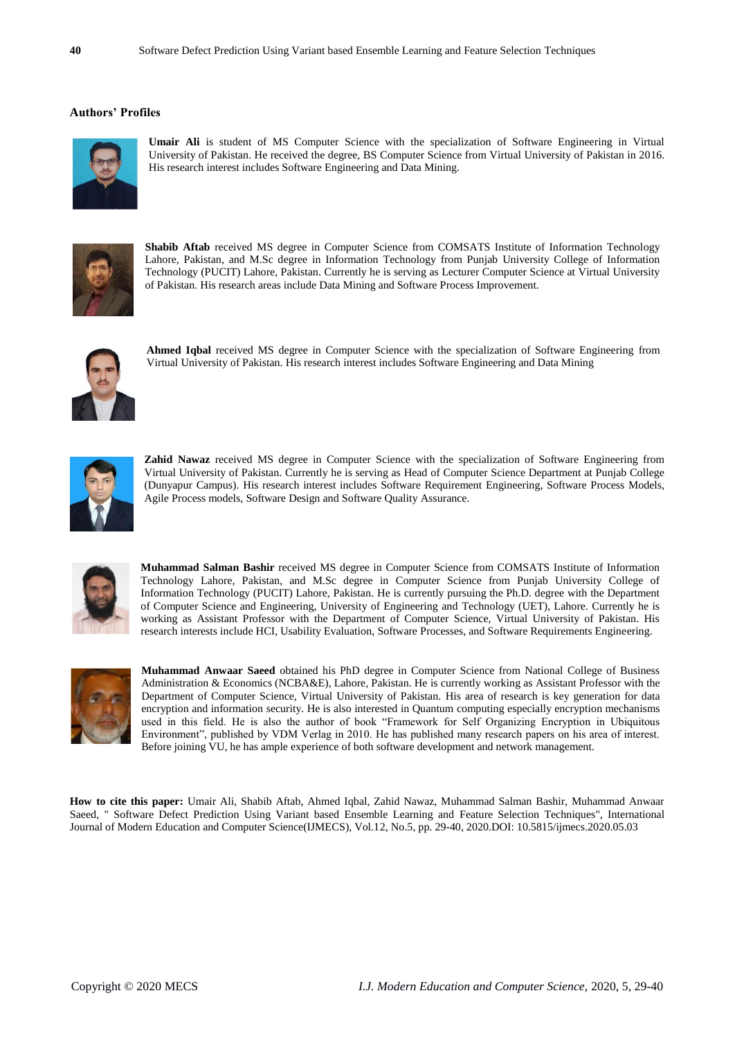## Authors' Profiles

**Umair Ali** is student of MS Computer Science with the specialization of Software Engineering in Virtual University of Pakistan. He received the degree, BS Computer Science from Virtual University of Pakistan in 2016. His research interest includes Software Engineering and Data Mining.

**Shabib Aftab** received MS degree in Computer Science from COMSATS Institute of Information Technology Lahore, Pakistan, and M.Sc degree in Information Technology from Punjab University College of Information Technology (PUCIT) Lahore, Pakistan. Currently he is serving as Lecturer Computer Science at Virtual University of Pakistan. His research areas include Data Mining and Software Process Improvement.

**Ahmed Iqbal** received MS degree in Computer Science with the specialization of Software Engineering from Virtual University of Pakistan. His research interest includes Software Engineering and Data Mining

**Zahid Nawaz** received MS degree in Computer Science with the specialization of Software Engineering from Virtual University of Pakistan. Currently he is serving as Head of Computer Science Department at Punjab College (Dunyapur Campus). His research interest includes Software Requirement Engineering, Software Process Models, Agile Process models, Software Design and Software Quality Assurance.

**Muhammad Salman Bashir** received MS degree in Computer Science from COMSATS Institute of Information Technology Lahore, Pakistan, and M.Sc degree in Computer Science from Punjab University College of Information Technology (PUCIT) Lahore, Pakistan. He is currently pursuing the Ph.D. degree with the Department of Computer Science and Engineering, University of Engineering and Technology (UET), Lahore. Currently he is working as Assistant Professor with the Department of Computer Science, Virtual University of Pakistan. His research interests include HCI, Usability Evaluation, Software Processes, and Software Requirements Engineering.

**Muhammad Anwaar Saeed** obtained his PhD degree in Computer Science from National College of Business Administration & Economics (NCBA&E), Lahore, Pakistan. He is currently working as Assistant Professor with the Department of Computer Science, Virtual University of Pakistan. His area of research is key generation for data encryption and information security. He is also interested in Quantum computing especially encryption mechanisms used in this field. He is also the author of book "Framework for Self Organizing Encryption in Ubiquitous Environment", published by VDM Verlag in 2010. He has published many research papers on his area of interest. Before joining VU, he has ample experience of both software development and network management.

**How to cite this paper:** Umair Ali, Shabib Aftab, Ahmed Iqbal, Zahid Nawaz, Muhammad Salman Bashir, Muhammad Anwaar Saeed, " Software Defect Prediction Using Variant based Ensemble Learning and Feature Selection Techniques", International Journal of Modern Education and Computer Science(IJMECS), Vol.12, No.5, pp. 29-40, 2020.DOI: 10.5815/ijmecs.2020.05.03